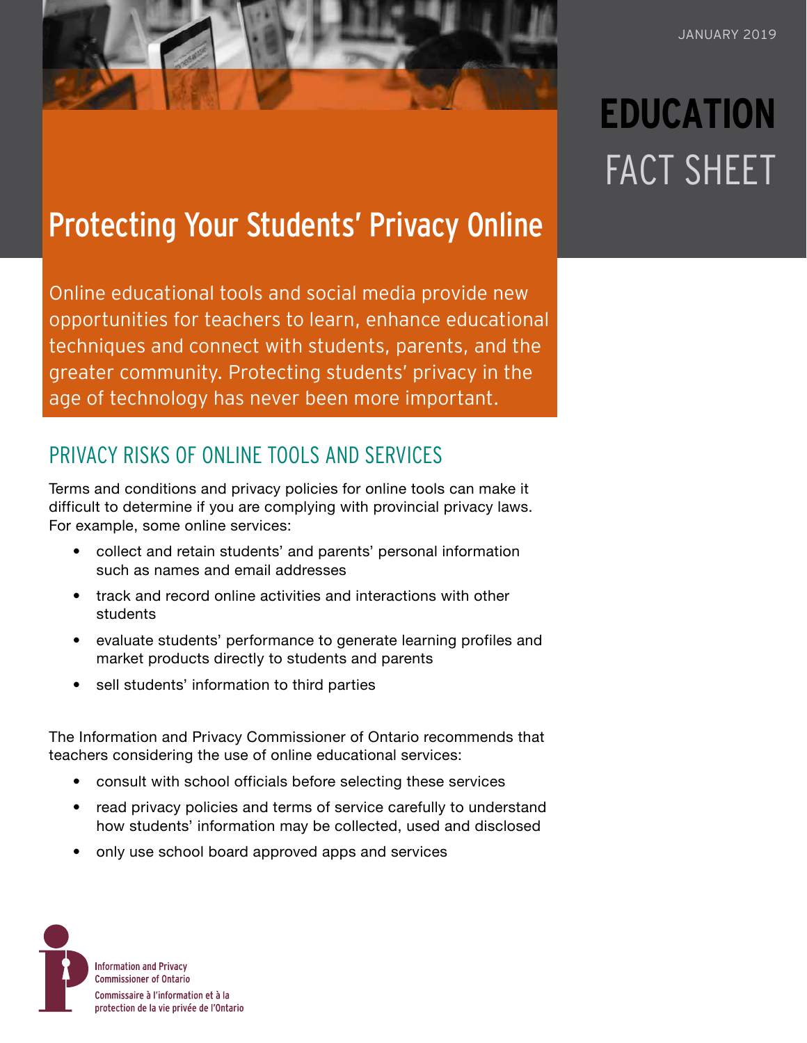JANUARY 2019

**EDUCATION** FACT SHEET

# Protecting Your Students' Privacy Online

Online educational tools and social media provide new opportunities for teachers to learn, enhance educational techniques and connect with students, parents, and the greater community. Protecting students' privacy in the age of technology has never been more important.

## PRIVACY RISKS OF ONLINE TOOLS AND SERVICES

Terms and conditions and privacy policies for online tools can make it difficult to determine if you are complying with provincial privacy laws. For example, some online services:

- collect and retain students' and parents' personal information such as names and email addresses
- track and record online activities and interactions with other students
- evaluate students' performance to generate learning profiles and market products directly to students and parents
- sell students' information to third parties

The Information and Privacy Commissioner of Ontario recommends that teachers considering the use of online educational services:

- consult with school officials before selecting these services
- read privacy policies and terms of service carefully to understand how students' information may be collected, used and disclosed
- only use school board approved apps and services

Information and Privacy Commissioner of Ontario
Commissaire à l'information et à la protection de la vie privée de l'Ontario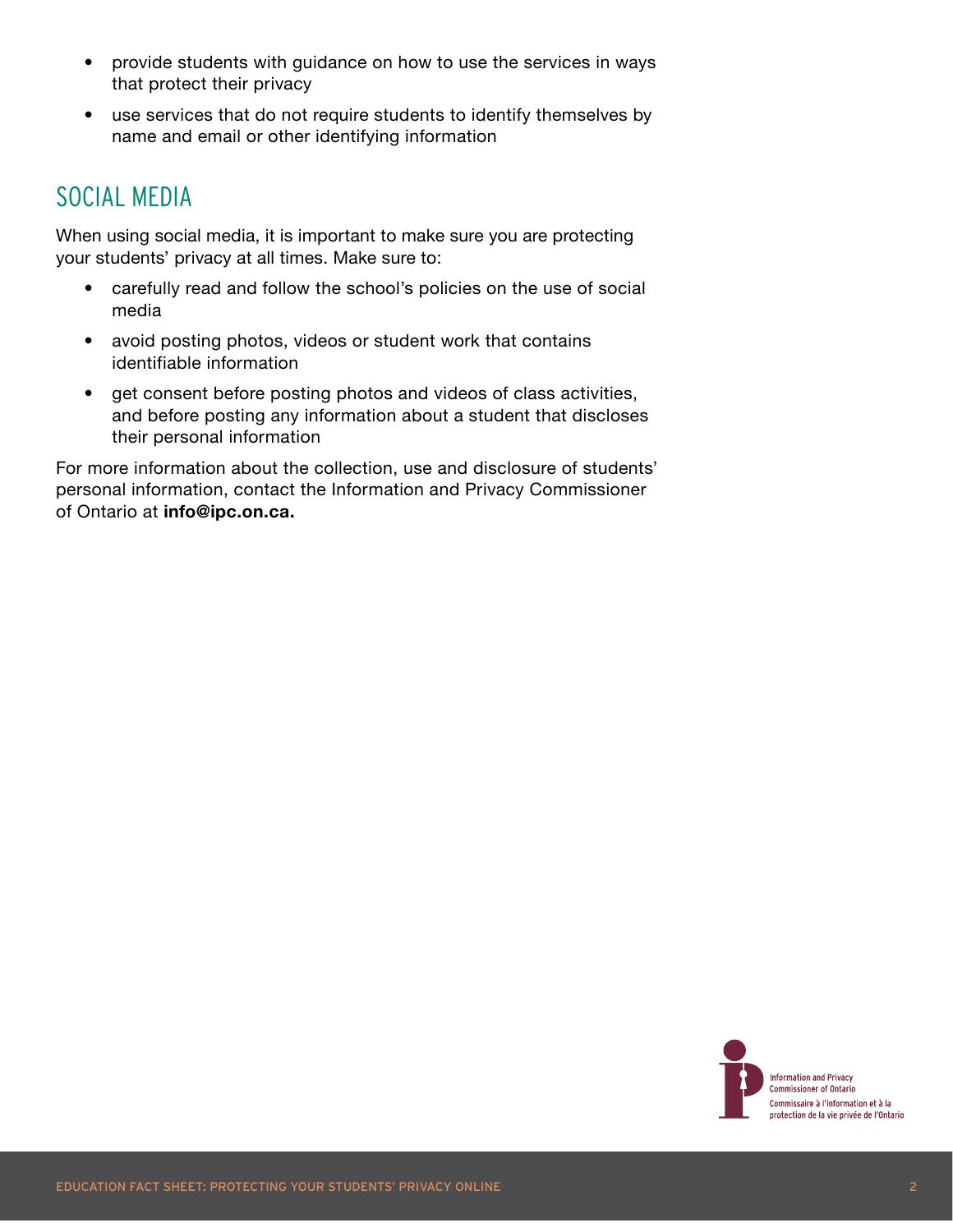- provide students with guidance on how to use the services in ways that protect their privacy
- use services that do not require students to identify themselves by name and email or other identifying information

## SOCIAL MEDIA

When using social media, it is important to make sure you are protecting your students' privacy at all times. Make sure to:

- carefully read and follow the school's policies on the use of social media
- avoid posting photos, videos or student work that contains identifiable information
- get consent before posting photos and videos of class activities, and before posting any information about a student that discloses their personal information

For more information about the collection, use and disclosure of students' personal information, contact the Information and Privacy Commissioner of Ontario at **info@ipc.on.ca.**

Information and Privacy Commissioner of Ontario
Commissaire à l'information et à la protection de la vie privée de l'Ontario